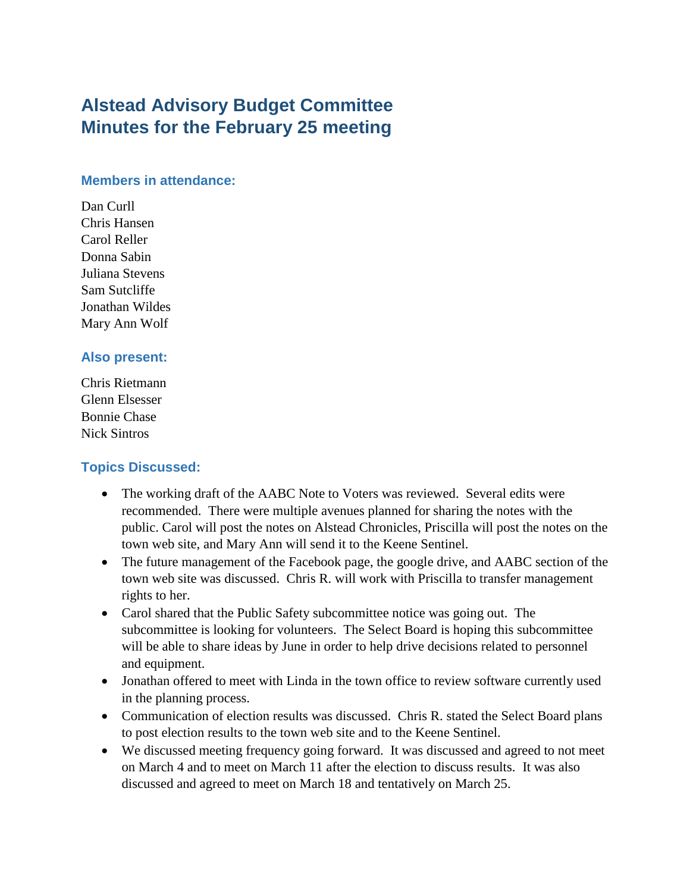# Alstead Advisory Budget Committee
# Minutes for the February 25 meeting

### Members in attendance:

Dan Curll
Chris Hansen
Carol Reller
Donna Sabin
Juliana Stevens
Sam Sutcliffe
Jonathan Wildes
Mary Ann Wolf

### Also present:

Chris Rietmann
Glenn Elsesser
Bonnie Chase
Nick Sintros

### Topics Discussed:

- The working draft of the AABC Note to Voters was reviewed. Several edits were recommended. There were multiple avenues planned for sharing the notes with the public. Carol will post the notes on Alstead Chronicles, Priscilla will post the notes on the town web site, and Mary Ann will send it to the Keene Sentinel.
- The future management of the Facebook page, the google drive, and AABC section of the town web site was discussed. Chris R. will work with Priscilla to transfer management rights to her.
- Carol shared that the Public Safety subcommittee notice was going out. The subcommittee is looking for volunteers. The Select Board is hoping this subcommittee will be able to share ideas by June in order to help drive decisions related to personnel and equipment.
- Jonathan offered to meet with Linda in the town office to review software currently used in the planning process.
- Communication of election results was discussed. Chris R. stated the Select Board plans to post election results to the town web site and to the Keene Sentinel.
- We discussed meeting frequency going forward. It was discussed and agreed to not meet on March 4 and to meet on March 11 after the election to discuss results. It was also discussed and agreed to meet on March 18 and tentatively on March 25.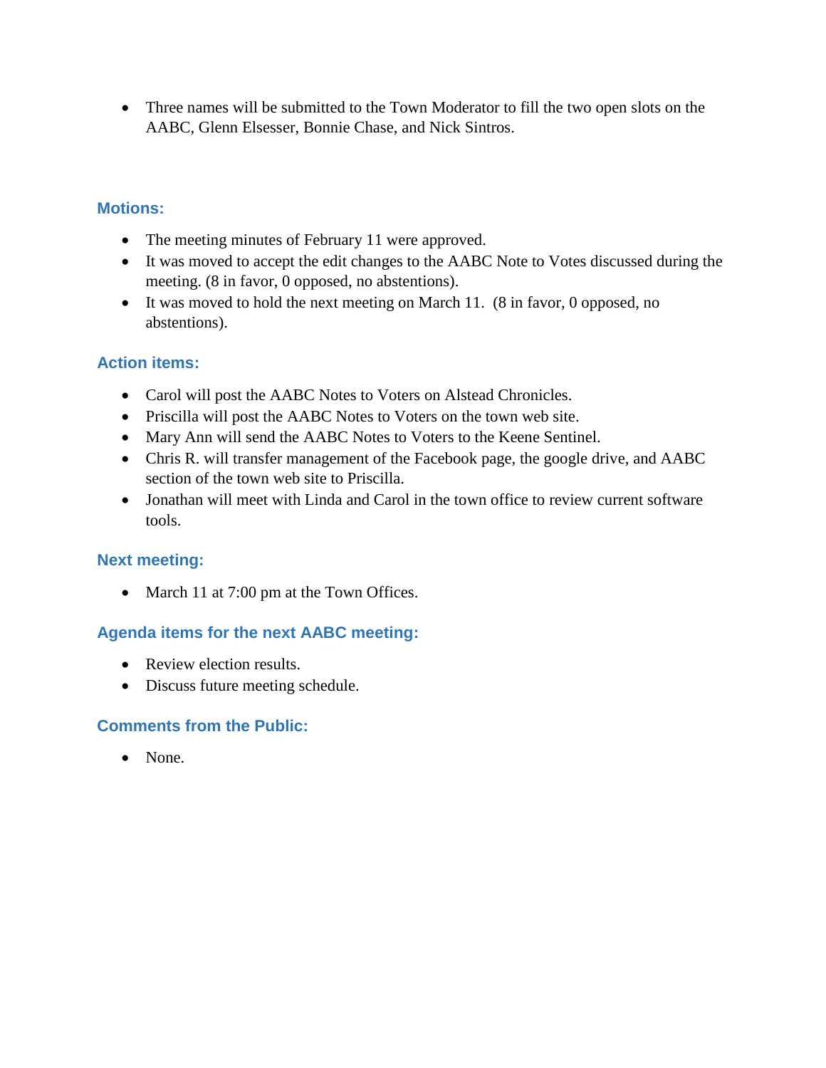- Three names will be submitted to the Town Moderator to fill the two open slots on the AABC, Glenn Elsesser, Bonnie Chase, and Nick Sintros.

### Motions:

- The meeting minutes of February 11 were approved.
- It was moved to accept the edit changes to the AABC Note to Votes discussed during the meeting. (8 in favor, 0 opposed, no abstentions).
- It was moved to hold the next meeting on March 11. (8 in favor, 0 opposed, no abstentions).

### Action items:

- Carol will post the AABC Notes to Voters on Alstead Chronicles.
- Priscilla will post the AABC Notes to Voters on the town web site.
- Mary Ann will send the AABC Notes to Voters to the Keene Sentinel.
- Chris R. will transfer management of the Facebook page, the google drive, and AABC section of the town web site to Priscilla.
- Jonathan will meet with Linda and Carol in the town office to review current software tools.

### Next meeting:

- March 11 at 7:00 pm at the Town Offices.

### Agenda items for the next AABC meeting:

- Review election results.
- Discuss future meeting schedule.

### Comments from the Public:

- None.